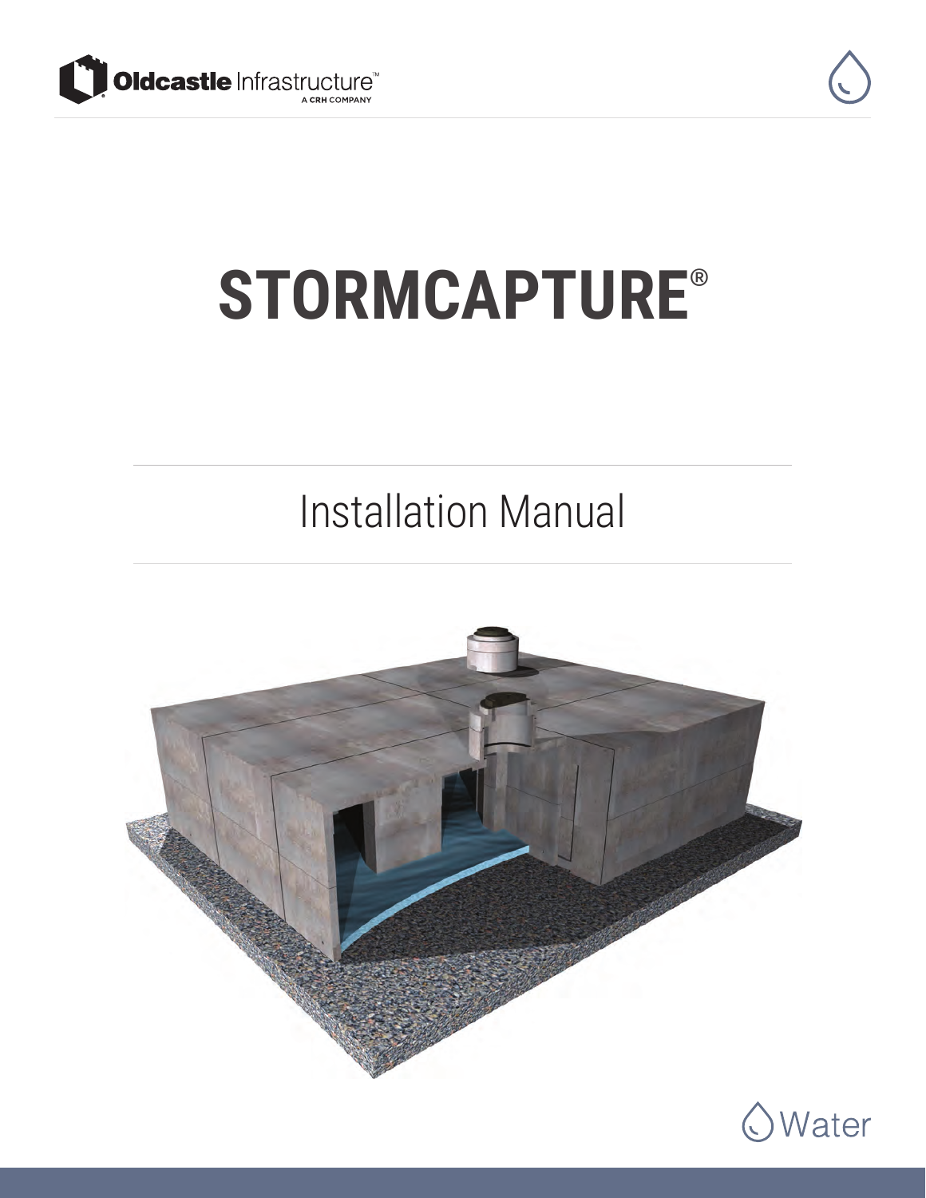Oldcastle Infrastructure™
A CRH COMPANY

# STORMCAPTURE®

## Installation Manual

Water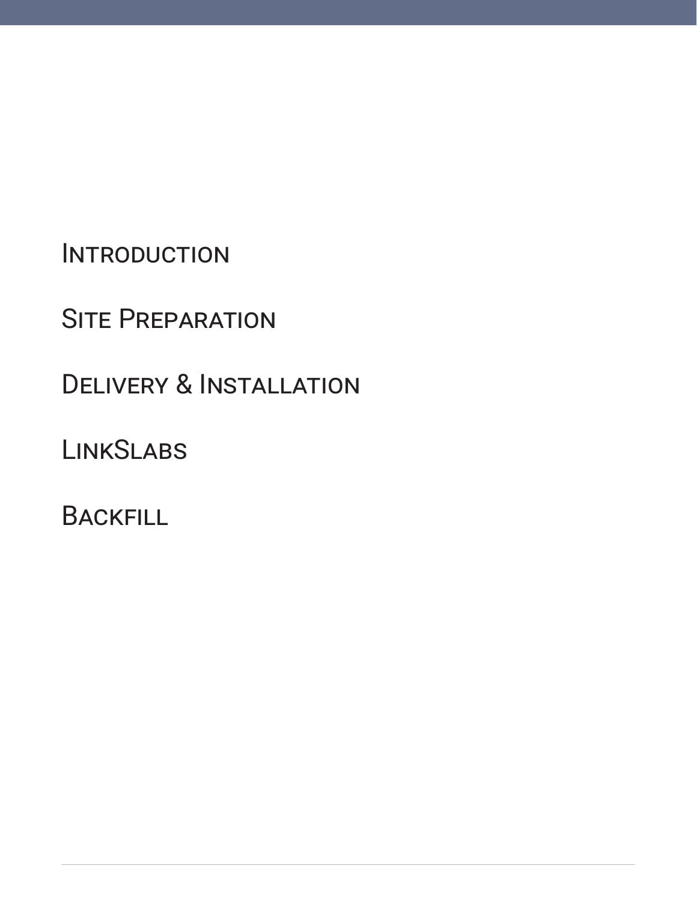Introduction

Site Preparation

Delivery & Installation

LinkSlabs

Backfill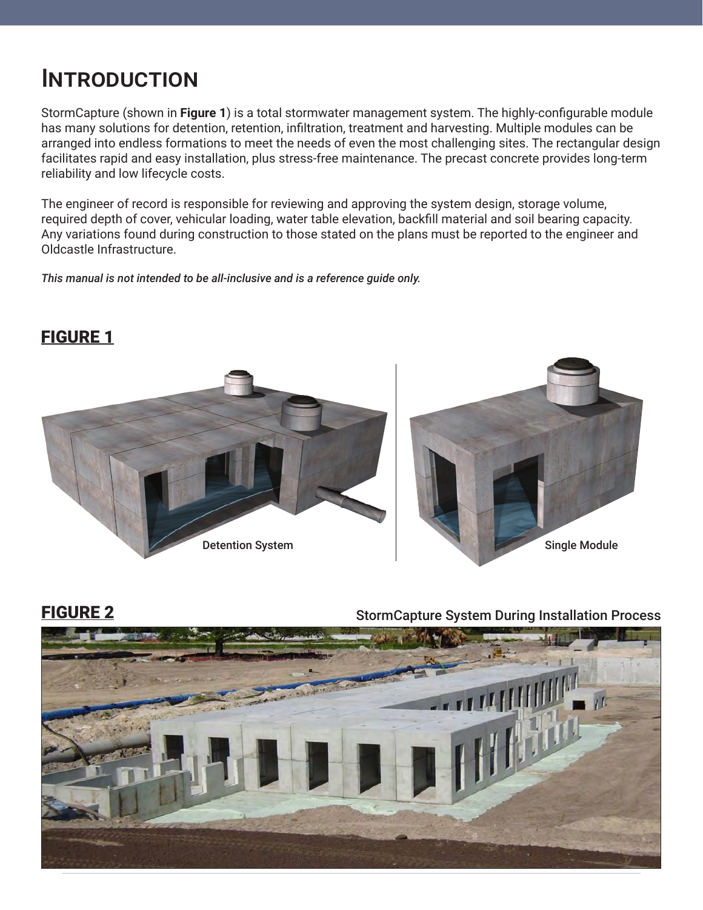# Introduction

StormCapture (shown in **Figure 1**) is a total stormwater management system. The highly-configurable module has many solutions for detention, retention, infiltration, treatment and harvesting. Multiple modules can be arranged into endless formations to meet the needs of even the most challenging sites. The rectangular design facilitates rapid and easy installation, plus stress-free maintenance. The precast concrete provides long-term reliability and low lifecycle costs.

The engineer of record is responsible for reviewing and approving the system design, storage volume, required depth of cover, vehicular loading, water table elevation, backfill material and soil bearing capacity. Any variations found during construction to those stated on the plans must be reported to the engineer and Oldcastle Infrastructure.

***This manual is not intended to be all-inclusive and is a reference guide only.***

## FIGURE 1

Detention System

Single Module

## FIGURE 2

StormCapture System During Installation Process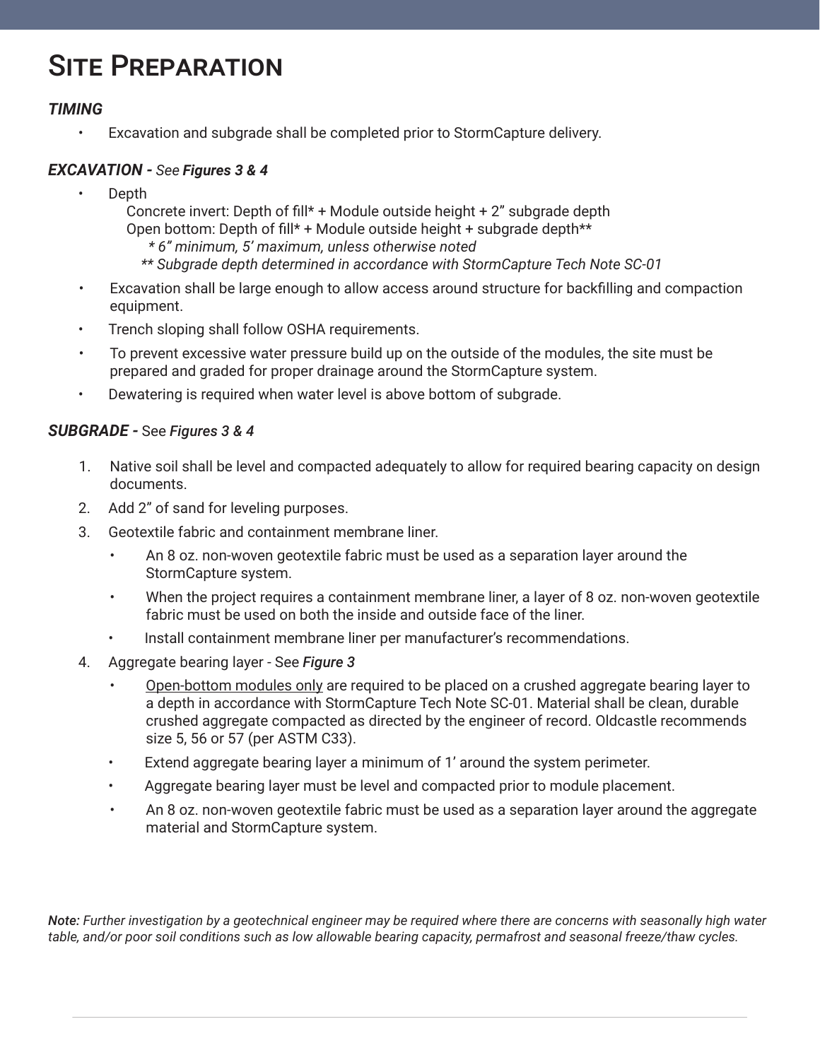# Site Preparation

### *TIMING*

- Excavation and subgrade shall be completed prior to StormCapture delivery.

### *EXCAVATION - See **Figures 3 & 4***

- Depth
  - Concrete invert: Depth of fill* + Module outside height + 2" subgrade depth
  - Open bottom: Depth of fill* + Module outside height + subgrade depth**
    - *\* 6" minimum, 5' maximum, unless otherwise noted*
    - *\*\* Subgrade depth determined in accordance with StormCapture Tech Note SC-01*
- Excavation shall be large enough to allow access around structure for backfilling and compaction equipment.
- Trench sloping shall follow OSHA requirements.
- To prevent excessive water pressure build up on the outside of the modules, the site must be prepared and graded for proper drainage around the StormCapture system.
- Dewatering is required when water level is above bottom of subgrade.

### ***SUBGRADE -*** See ***Figures 3 & 4***

1. Native soil shall be level and compacted adequately to allow for required bearing capacity on design documents.
2. Add 2" of sand for leveling purposes.
3. Geotextile fabric and containment membrane liner.
   - An 8 oz. non-woven geotextile fabric must be used as a separation layer around the StormCapture system.
   - When the project requires a containment membrane liner, a layer of 8 oz. non-woven geotextile fabric must be used on both the inside and outside face of the liner.
   - Install containment membrane liner per manufacturer's recommendations.
4. Aggregate bearing layer - See ***Figure 3***
   - <u>Open-bottom modules only</u> are required to be placed on a crushed aggregate bearing layer to a depth in accordance with StormCapture Tech Note SC-01. Material shall be clean, durable crushed aggregate compacted as directed by the engineer of record. Oldcastle recommends size 5, 56 or 57 (per ASTM C33).
   - Extend aggregate bearing layer a minimum of 1' around the system perimeter.
   - Aggregate bearing layer must be level and compacted prior to module placement.
   - An 8 oz. non-woven geotextile fabric must be used as a separation layer around the aggregate material and StormCapture system.

***Note:*** *Further investigation by a geotechnical engineer may be required where there are concerns with seasonally high water table, and/or poor soil conditions such as low allowable bearing capacity, permafrost and seasonal freeze/thaw cycles.*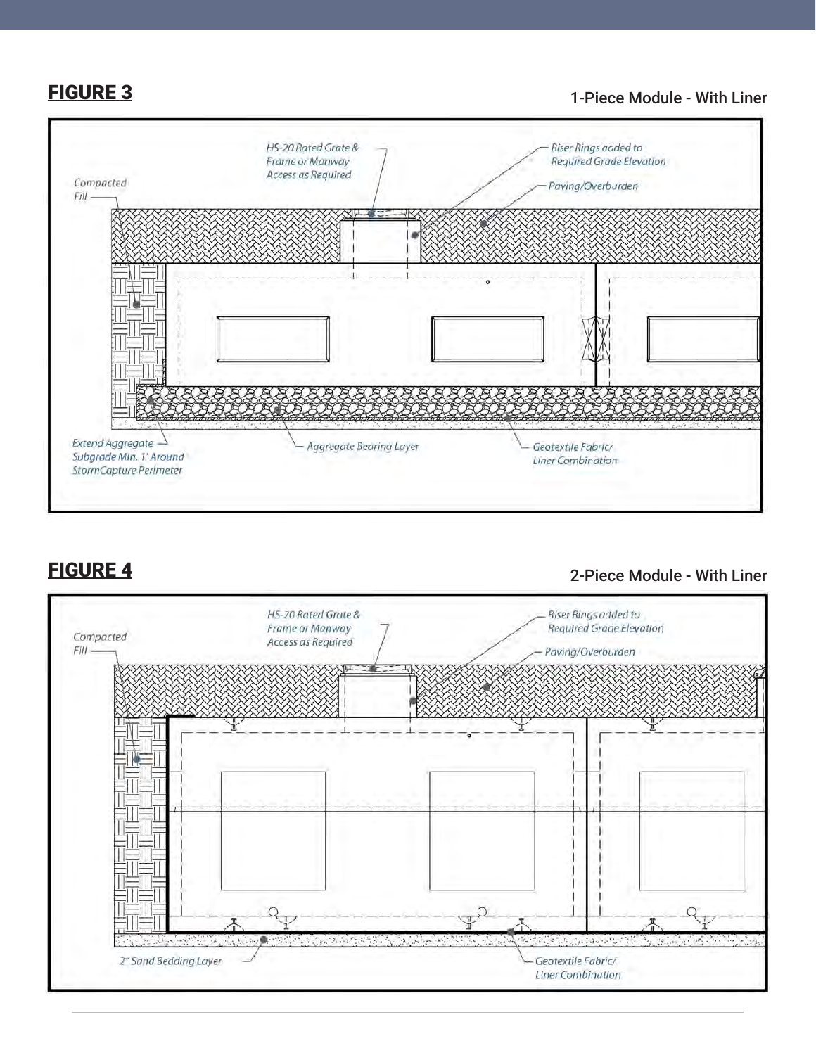## FIGURE 3

1-Piece Module - With Liner

HS-20 Rated Grate & Frame or Manway Access as Required

Riser Rings added to Required Grade Elevation

Compacted Fill

Paving/Overburden

Extend Aggregate Subgrade Min. 1' Around StormCapture Perimeter

Aggregate Bearing Layer

Geotextile Fabric/ Liner Combination

## FIGURE 4

2-Piece Module - With Liner

HS-20 Rated Grate & Frame or Manway Access as Required

Riser Rings added to Required Grade Elevation

Compacted Fill

Paving/Overburden

2" Sand Bedding Layer

Geotextile Fabric/ Liner Combination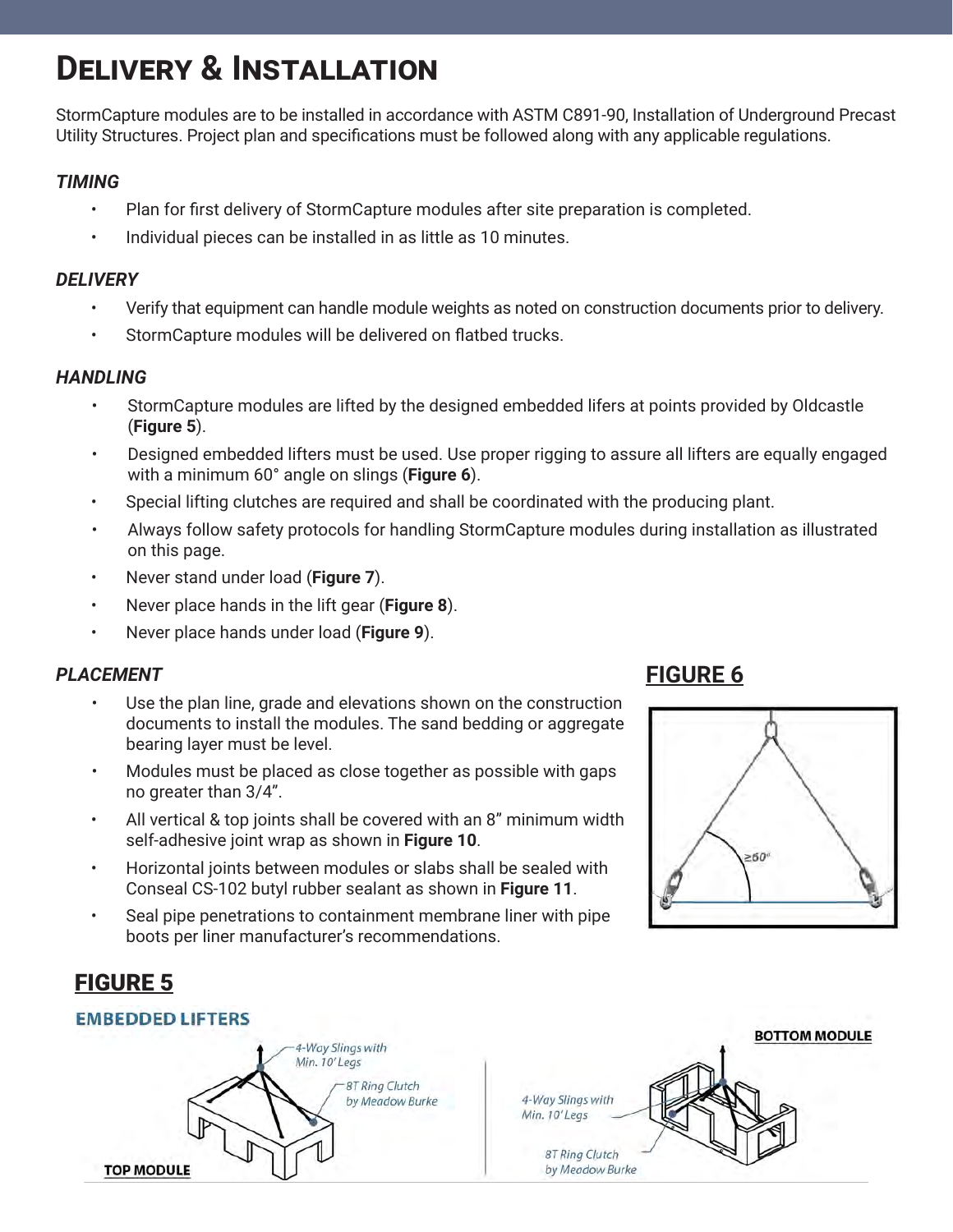# Delivery & Installation

StormCapture modules are to be installed in accordance with ASTM C891-90, Installation of Underground Precast Utility Structures. Project plan and specifications must be followed along with any applicable regulations.

### *TIMING*

- Plan for first delivery of StormCapture modules after site preparation is completed.
- Individual pieces can be installed in as little as 10 minutes.

### *DELIVERY*

- Verify that equipment can handle module weights as noted on construction documents prior to delivery.
- StormCapture modules will be delivered on flatbed trucks.

### *HANDLING*

- StormCapture modules are lifted by the designed embedded lifers at points provided by Oldcastle (**Figure 5**).
- Designed embedded lifters must be used. Use proper rigging to assure all lifters are equally engaged with a minimum 60° angle on slings (**Figure 6**).
- Special lifting clutches are required and shall be coordinated with the producing plant.
- Always follow safety protocols for handling StormCapture modules during installation as illustrated on this page.
- Never stand under load (**Figure 7**).
- Never place hands in the lift gear (**Figure 8**).
- Never place hands under load (**Figure 9**).

### *PLACEMENT*

- Use the plan line, grade and elevations shown on the construction documents to install the modules. The sand bedding or aggregate bearing layer must be level.
- Modules must be placed as close together as possible with gaps no greater than 3/4”.
- All vertical & top joints shall be covered with an 8” minimum width self-adhesive joint wrap as shown in **Figure 10**.
- Horizontal joints between modules or slabs shall be sealed with Conseal CS-102 butyl rubber sealant as shown in **Figure 11**.
- Seal pipe penetrations to containment membrane liner with pipe boots per liner manufacturer’s recommendations.

**FIGURE 6**

≥60°

**FIGURE 5**

**EMBEDDED LIFTERS**

TOP MODULE: 4-Way Slings with Min. 10’ Legs; 8T Ring Clutch by Meadow Burke

BOTTOM MODULE: 4-Way Slings with Min. 10’ Legs; 8T Ring Clutch by Meadow Burke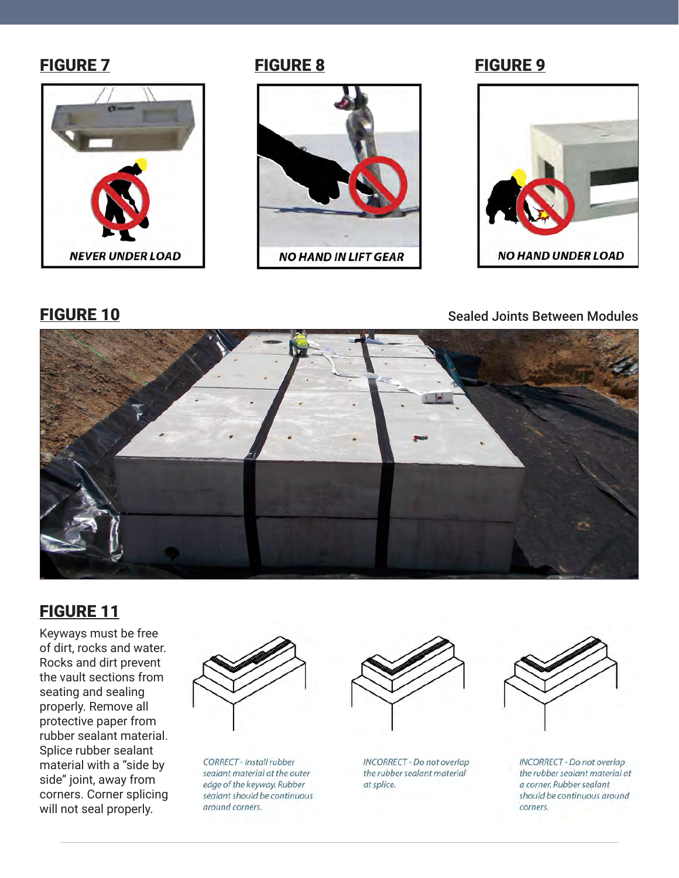## FIGURE 7

NEVER UNDER LOAD

## FIGURE 8

NO HAND IN LIFT GEAR

## FIGURE 9

NO HAND UNDER LOAD

## FIGURE 10

Sealed Joints Between Modules

## FIGURE 11

Keyways must be free of dirt, rocks and water. Rocks and dirt prevent the vault sections from seating and sealing properly. Remove all protective paper from rubber sealant material. Splice rubber sealant material with a "side by side" joint, away from corners. Corner splicing will not seal properly.

*CORRECT - Install rubber sealant material at the outer edge of the keyway. Rubber sealant should be continuous around corners.*

*INCORRECT - Do not overlap the rubber sealant material at splice.*

*INCORRECT - Do not overlap the rubber sealant material at a corner. Rubber sealant should be continuous around corners.*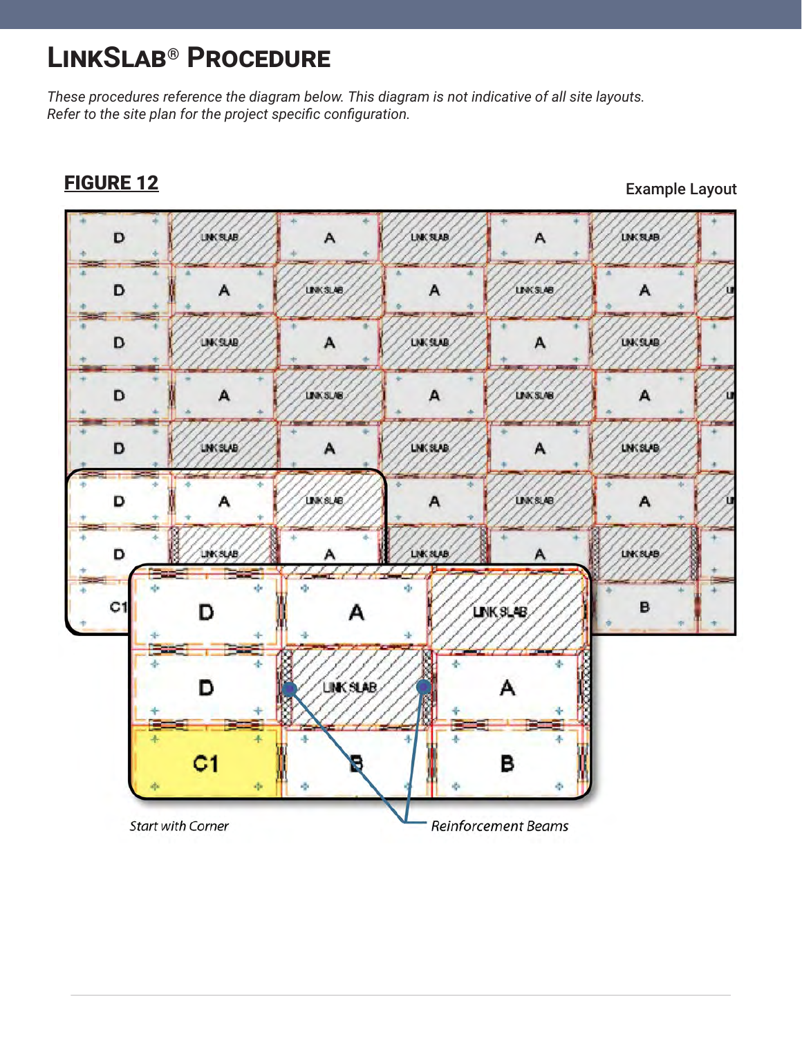# LinkSlab® Procedure

*These procedures reference the diagram below. This diagram is not indicative of all site layouts. Refer to the site plan for the project specific configuration.*

**FIGURE 12**

Example Layout

*Start with Corner*

*Reinforcement Beams*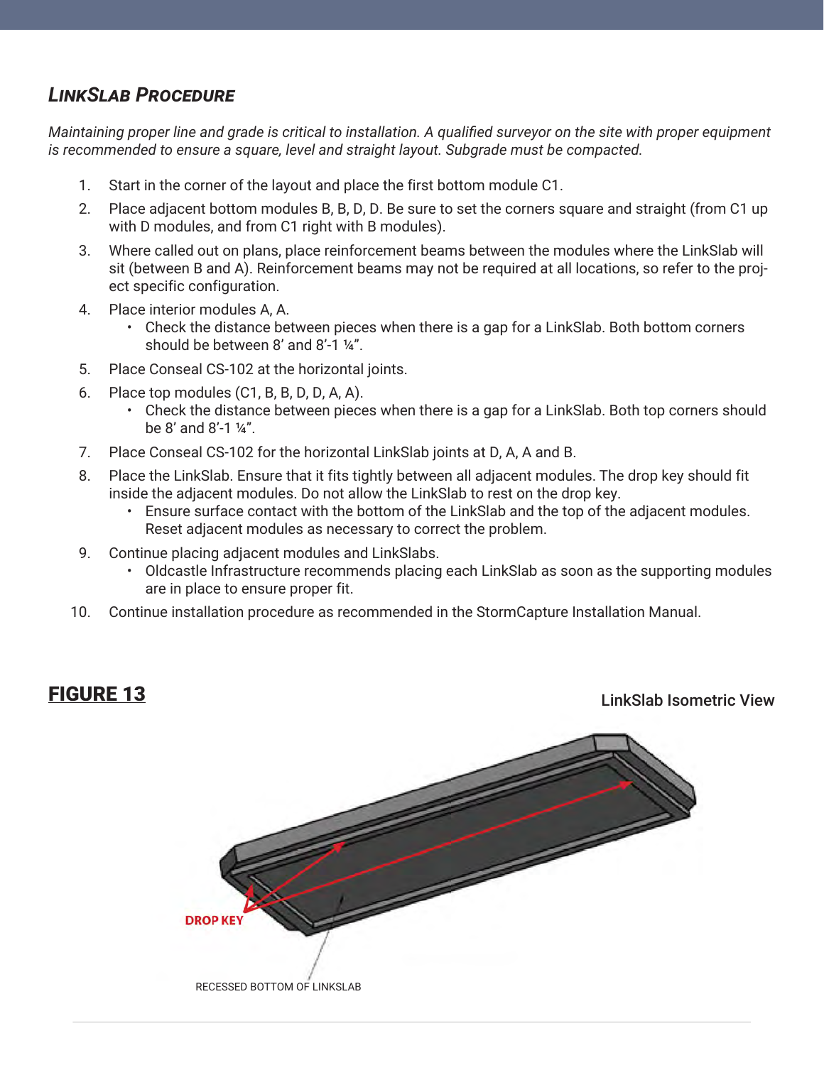## *LinkSlab Procedure*

*Maintaining proper line and grade is critical to installation. A qualified surveyor on the site with proper equipment is recommended to ensure a square, level and straight layout. Subgrade must be compacted.*

1. Start in the corner of the layout and place the first bottom module C1.
2. Place adjacent bottom modules B, B, D, D. Be sure to set the corners square and straight (from C1 up with D modules, and from C1 right with B modules).
3. Where called out on plans, place reinforcement beams between the modules where the LinkSlab will sit (between B and A). Reinforcement beams may not be required at all locations, so refer to the project specific configuration.
4. Place interior modules A, A.
    - Check the distance between pieces when there is a gap for a LinkSlab. Both bottom corners should be between 8' and 8'-1 ¼".
5. Place Conseal CS-102 at the horizontal joints.
6. Place top modules (C1, B, B, D, D, A, A).
    - Check the distance between pieces when there is a gap for a LinkSlab. Both top corners should be 8' and 8'-1 ¼".
7. Place Conseal CS-102 for the horizontal LinkSlab joints at D, A, A and B.
8. Place the LinkSlab. Ensure that it fits tightly between all adjacent modules. The drop key should fit inside the adjacent modules. Do not allow the LinkSlab to rest on the drop key.
    - Ensure surface contact with the bottom of the LinkSlab and the top of the adjacent modules. Reset adjacent modules as necessary to correct the problem.
9. Continue placing adjacent modules and LinkSlabs.
    - Oldcastle Infrastructure recommends placing each LinkSlab as soon as the supporting modules are in place to ensure proper fit.
10. Continue installation procedure as recommended in the StormCapture Installation Manual.

**FIGURE 13**

LinkSlab Isometric View

DROP KEY

RECESSED BOTTOM OF LINKSLAB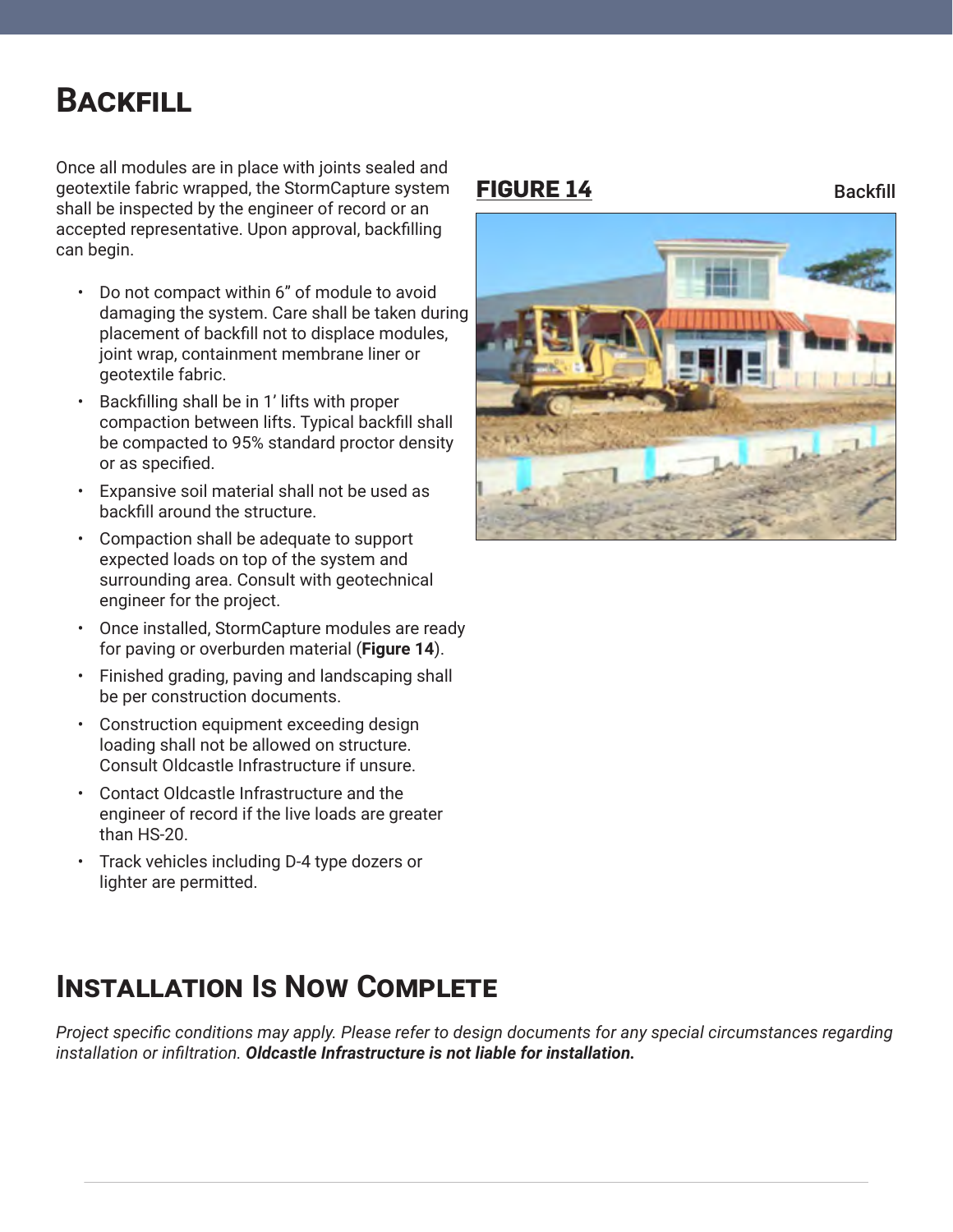# Backfill

Once all modules are in place with joints sealed and geotextile fabric wrapped, the StormCapture system shall be inspected by the engineer of record or an accepted representative. Upon approval, backfilling can begin.

- Do not compact within 6" of module to avoid damaging the system. Care shall be taken during placement of backfill not to displace modules, joint wrap, containment membrane liner or geotextile fabric.
- Backfilling shall be in 1' lifts with proper compaction between lifts. Typical backfill shall be compacted to 95% standard proctor density or as specified.
- Expansive soil material shall not be used as backfill around the structure.
- Compaction shall be adequate to support expected loads on top of the system and surrounding area. Consult with geotechnical engineer for the project.
- Once installed, StormCapture modules are ready for paving or overburden material (**Figure 14**).
- Finished grading, paving and landscaping shall be per construction documents.
- Construction equipment exceeding design loading shall not be allowed on structure. Consult Oldcastle Infrastructure if unsure.
- Contact Oldcastle Infrastructure and the engineer of record if the live loads are greater than HS-20.
- Track vehicles including D-4 type dozers or lighter are permitted.

**FIGURE 14** Backfill

# Installation Is Now Complete

*Project specific conditions may apply. Please refer to design documents for any special circumstances regarding installation or infiltration.* ***Oldcastle Infrastructure is not liable for installation.***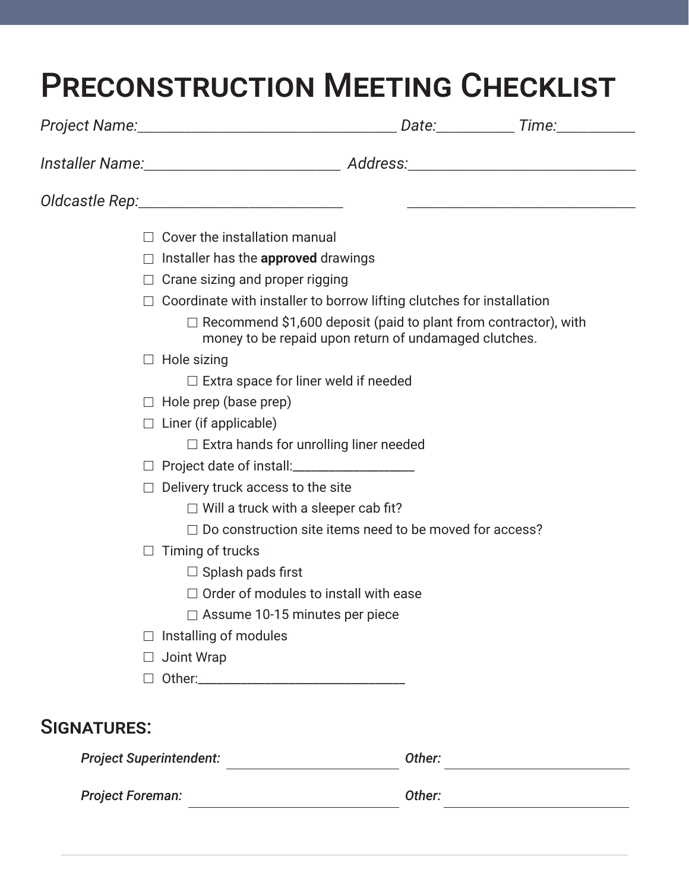# Preconstruction Meeting Checklist

*Project Name:*___________________________________ *Date:*__________ *Time:*__________

*Installer Name:*__________________________ *Address:*______________________________

*Oldcastle Rep:*___________________________ ______________________________

- ☐ Cover the installation manual
- ☐ Installer has the **approved** drawings
- ☐ Crane sizing and proper rigging
- ☐ Coordinate with installer to borrow lifting clutches for installation
  - ☐ Recommend $1,600 deposit (paid to plant from contractor), with money to be repaid upon return of undamaged clutches.
- ☐ Hole sizing
  - ☐ Extra space for liner weld if needed
- ☐ Hole prep (base prep)
- ☐ Liner (if applicable)
  - ☐ Extra hands for unrolling liner needed
- ☐ Project date of install:__________________
- ☐ Delivery truck access to the site
  - ☐ Will a truck with a sleeper cab fit?
  - ☐ Do construction site items need to be moved for access?
- ☐ Timing of trucks
  - ☐ Splash pads first
  - ☐ Order of modules to install with ease
  - ☐ Assume 10-15 minutes per piece
- ☐ Installing of modules
- ☐ Joint Wrap
- ☐ Other:______________________________

## Signatures:

***Project Superintendent:*** __________________________ ***Other:*** __________________________

***Project Foreman:*** __________________________ ***Other:*** __________________________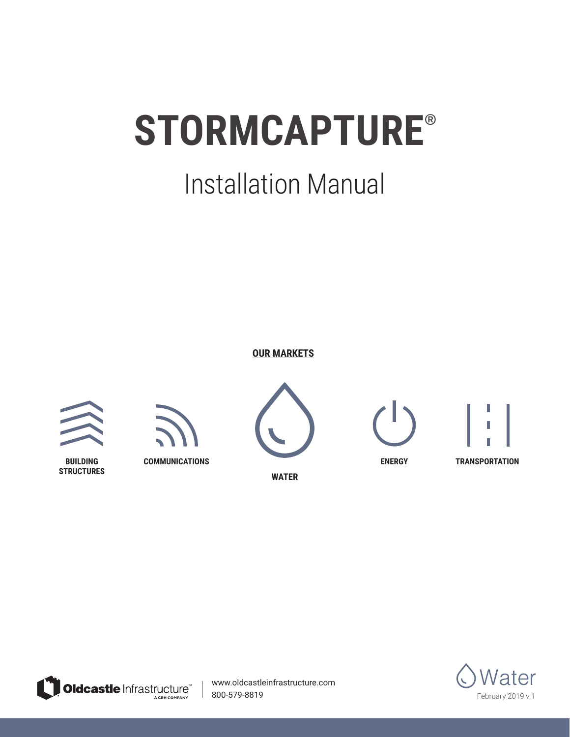# STORMCAPTURE®

## Installation Manual

**OUR MARKETS**

BUILDING STRUCTURES

COMMUNICATIONS

WATER

ENERGY

TRANSPORTATION

Oldcastle Infrastructure™ A CRH COMPANY

www.oldcastleinfrastructure.com
800-579-8819

Water
February 2019 v.1